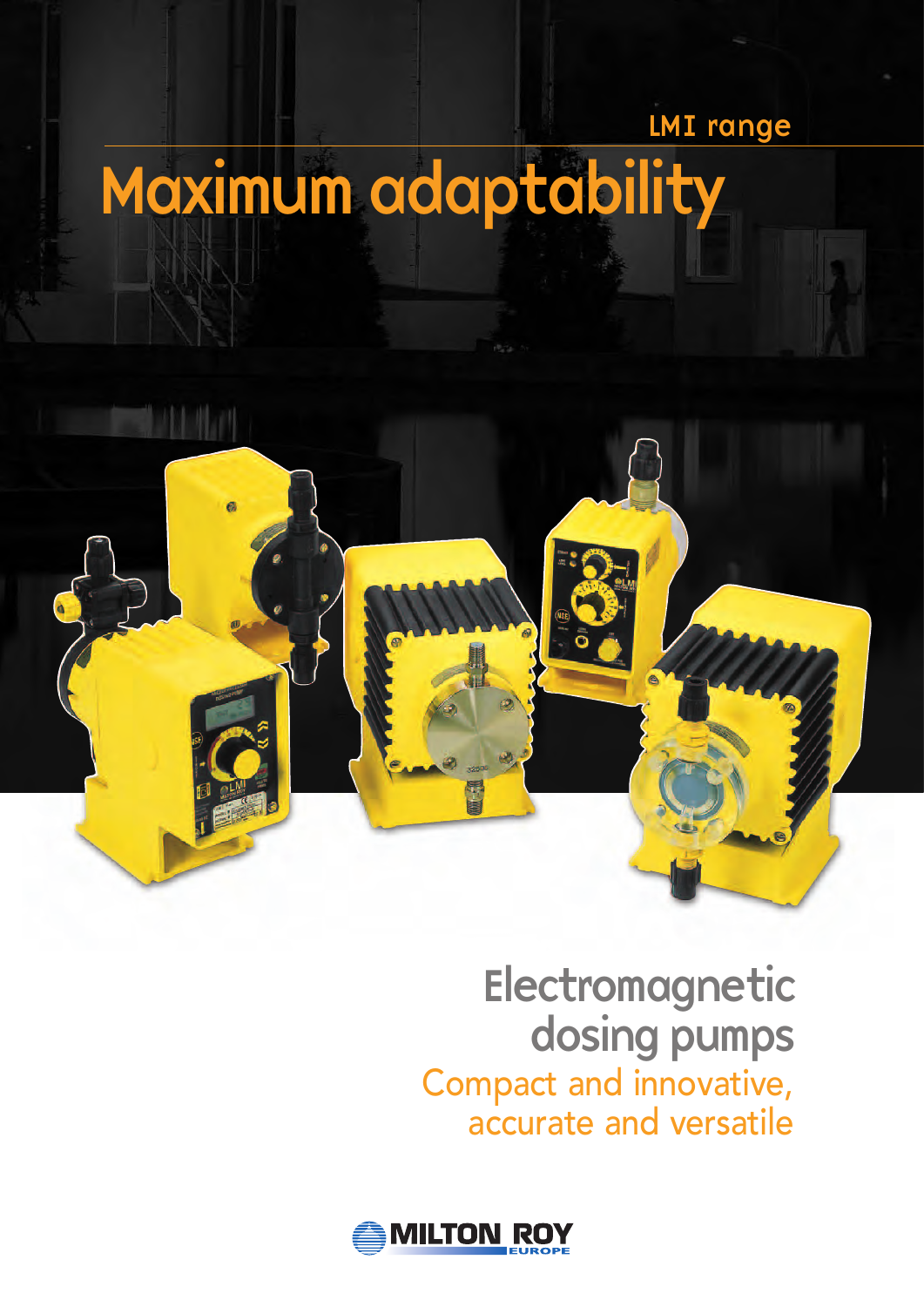LMI range

# Maximum adaptability

## Electromagnetic dosing pumps

### Compact and innovative, accurate and versatile

MILTON ROY EUROPE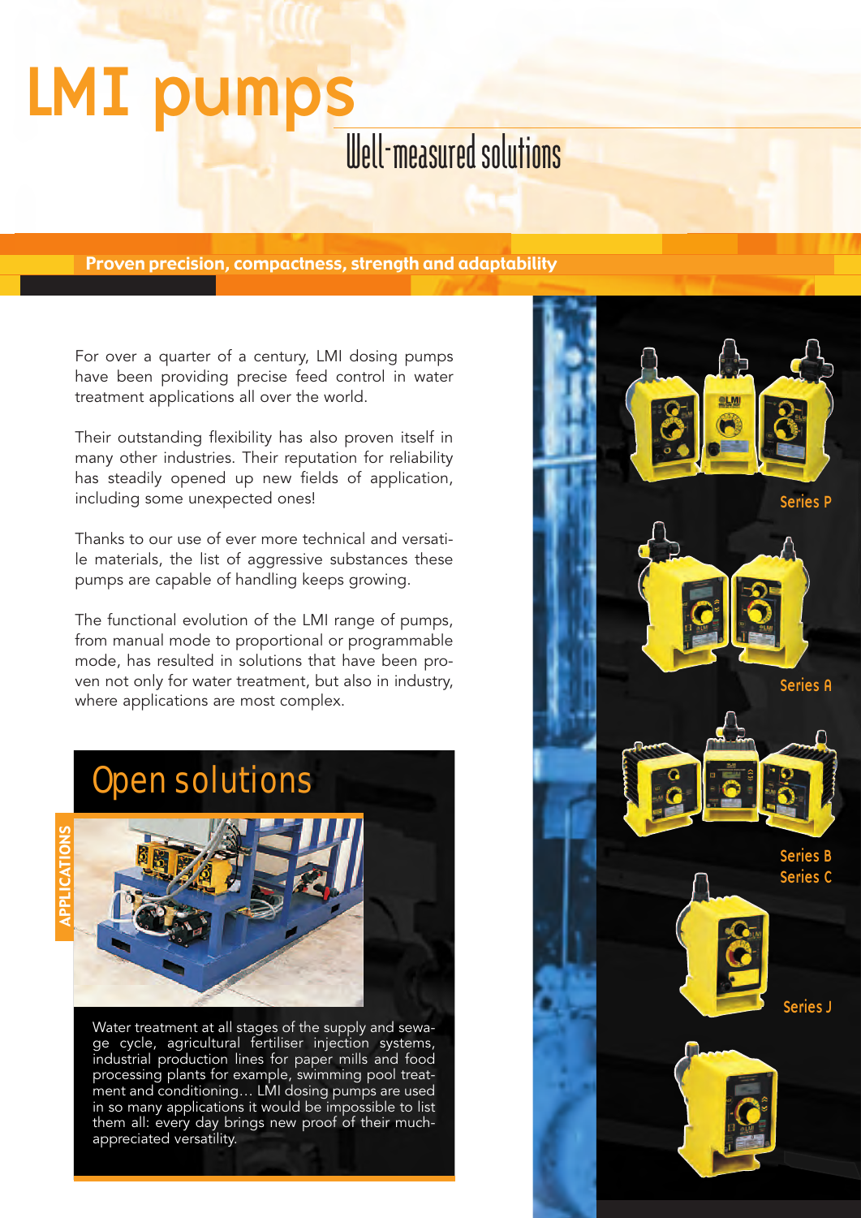# LMI pumps

## Well-measured solutions

**Proven precision, compactness, strength and adaptability**

For over a quarter of a century, LMI dosing pumps have been providing precise feed control in water treatment applications all over the world.

Their outstanding flexibility has also proven itself in many other industries. Their reputation for reliability has steadily opened up new fields of application, including some unexpected ones!

Thanks to our use of ever more technical and versatile materials, the list of aggressive substances these pumps are capable of handling keeps growing.

The functional evolution of the LMI range of pumps, from manual mode to proportional or programmable mode, has resulted in solutions that have been proven not only for water treatment, but also in industry, where applications are most complex.

## Open solutions

APPLICATIONS

Water treatment at all stages of the supply and sewage cycle, agricultural fertiliser injection systems, industrial production lines for paper mills and food processing plants for example, swimming pool treatment and conditioning… LMI dosing pumps are used in so many applications it would be impossible to list them all: every day brings new proof of their much-appreciated versatility.

Series P

Series A

Series B

Series C

Series J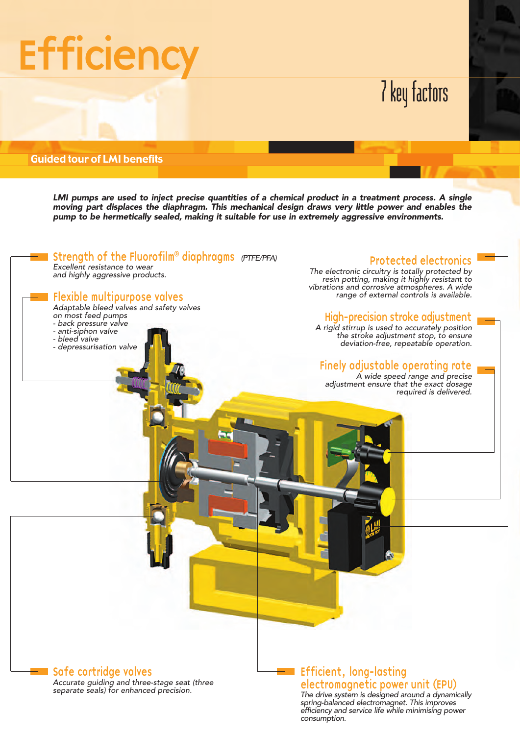# Efficiency

## 7 key factors

**Guided tour of LMI benefits**

***LMI pumps are used to inject precise quantities of a chemical product in a treatment process. A single moving part displaces the diaphragm. This mechanical design draws very little power and enables the pump to be hermetically sealed, making it suitable for use in extremely aggressive environments.***

### Strength of the Fluorofilm® diaphragms *(PTFE/PFA)*

*Excellent resistance to wear and highly aggressive products.*

### Flexible multipurpose valves

*Adaptable bleed valves and safety valves on most feed pumps*
- *back pressure valve*
- *anti-siphon valve*
- *bleed valve*
- *depressurisation valve*

### Protected electronics

*The electronic circuitry is totally protected by resin potting, making it highly resistant to vibrations and corrosive atmospheres. A wide range of external controls is available.*

### High-precision stroke adjustment

*A rigid stirrup is used to accurately position the stroke adjustment stop, to ensure deviation-free, repeatable operation.*

### Finely adjustable operating rate

*A wide speed range and precise adjustment ensure that the exact dosage required is delivered.*

### Safe cartridge valves

*Accurate guiding and three-stage seat (three separate seals) for enhanced precision.*

### Efficient, long-lasting electromagnetic power unit (EPU)

*The drive system is designed around a dynamically spring-balanced electromagnet. This improves efficiency and service life while minimising power consumption.*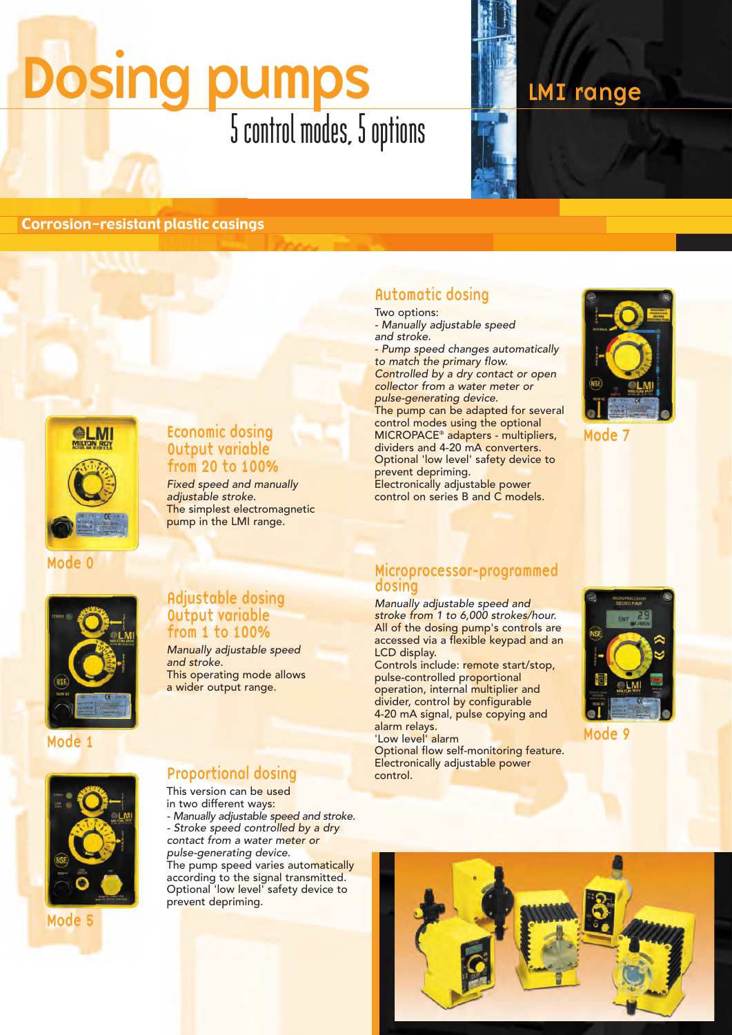# Dosing pumps

## 5 control modes, 5 options

LMI range

**Corrosion-resistant plastic casings**

### Economic dosing Output variable from 20 to 100%

*Fixed speed and manually adjustable stroke.*
The simplest electromagnetic pump in the LMI range.

Mode 0

### Adjustable dosing Output variable from 1 to 100%

*Manually adjustable speed and stroke.*
This operating mode allows a wider output range.

Mode 1

### Proportional dosing

This version can be used in two different ways:
- *Manually adjustable speed and stroke.*
- *Stroke speed controlled by a dry contact from a water meter or pulse-generating device.*

The pump speed varies automatically according to the signal transmitted.
Optional 'low level' safety device to prevent depriming.

Mode 5

### Automatic dosing

Two options:
- *Manually adjustable speed and stroke.*
- *Pump speed changes automatically to match the primary flow. Controlled by a dry contact or open collector from a water meter or pulse-generating device.*

The pump can be adapted for several control modes using the optional MICROPACE® adapters - multipliers, dividers and 4-20 mA converters.
Optional 'low level' safety device to prevent depriming.
Electronically adjustable power control on series B and C models.

Mode 7

### Microprocessor-programmed dosing

*Manually adjustable speed and stroke from 1 to 6,000 strokes/hour.*
All of the dosing pump's controls are accessed via a flexible keypad and an LCD display.
Controls include: remote start/stop, pulse-controlled proportional operation, internal multiplier and divider, control by configurable 4-20 mA signal, pulse copying and alarm relays.
'Low level' alarm
Optional flow self-monitoring feature.
Electronically adjustable power control.

Mode 9